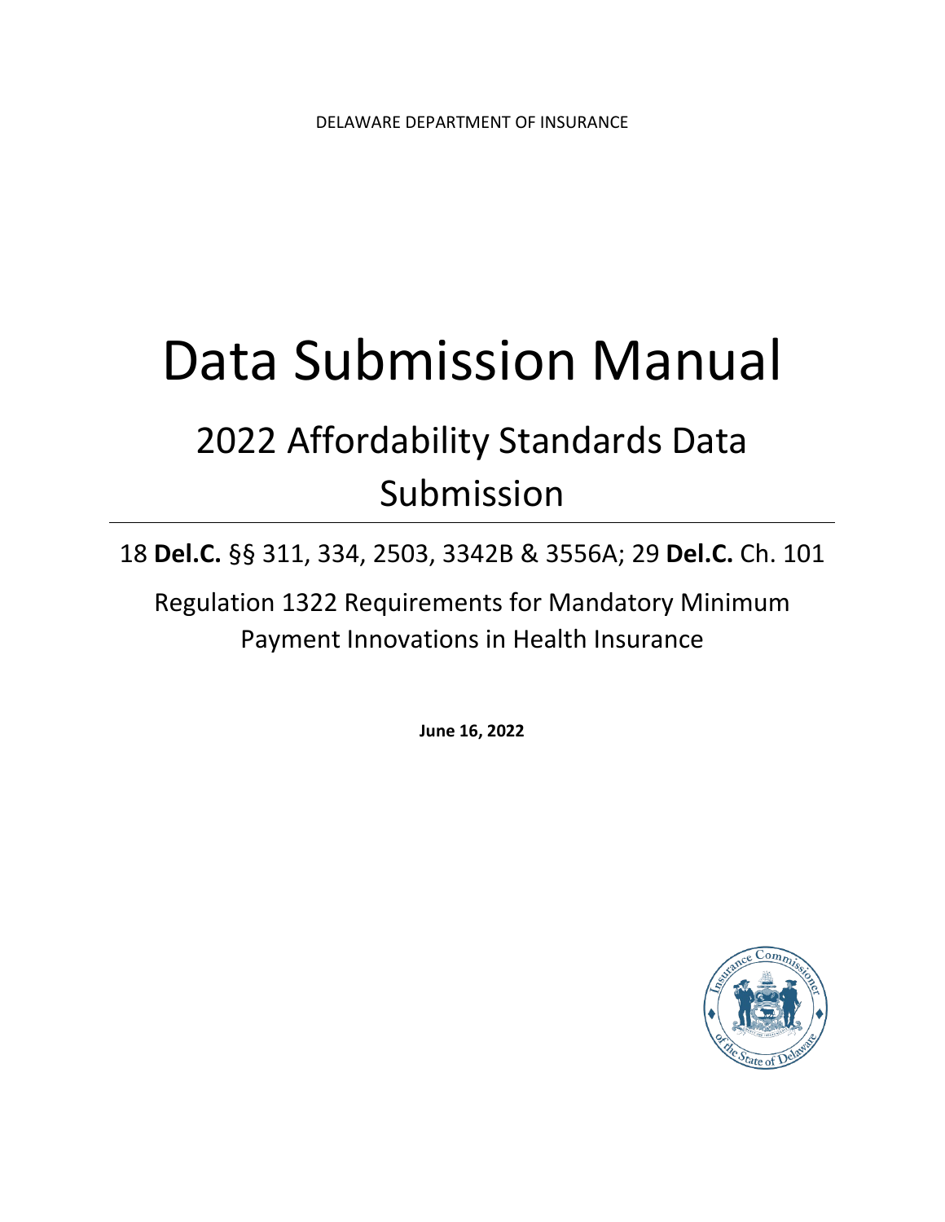DELAWARE DEPARTMENT OF INSURANCE

# Data Submission Manual

## 2022 Affordability Standards Data Submission

18 **Del.C.** §§ 311, 334, 2503, 3342B & 3556A; 29 **Del.C.** Ch. 101

Regulation 1322 Requirements for Mandatory Minimum Payment Innovations in Health Insurance

**June 16, 2022**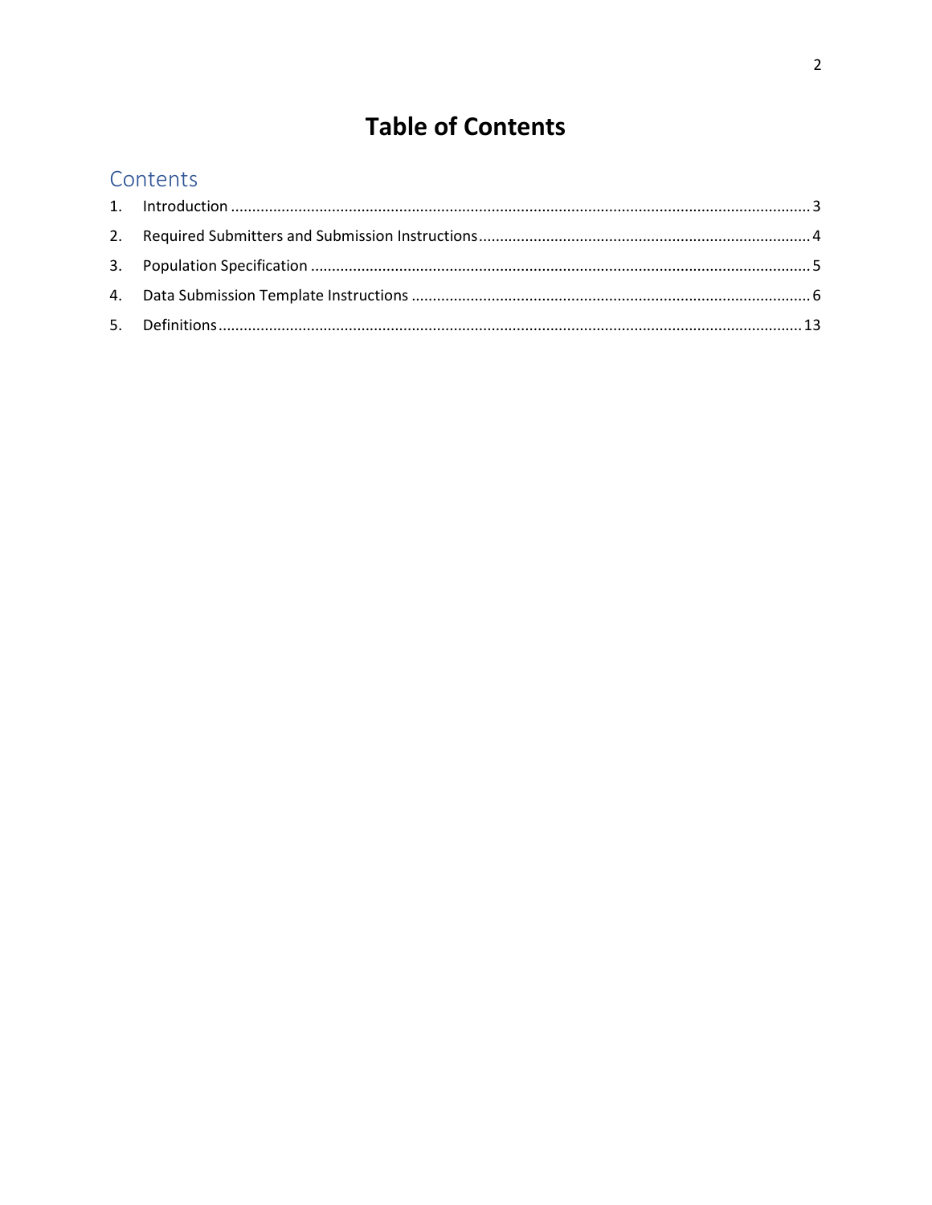# Table of Contents

## Contents

1. Introduction ........................................................ 3
2. Required Submitters and Submission Instructions ........................................................ 4
3. Population Specification ........................................................ 5
4. Data Submission Template Instructions ........................................................ 6
5. Definitions ........................................................ 13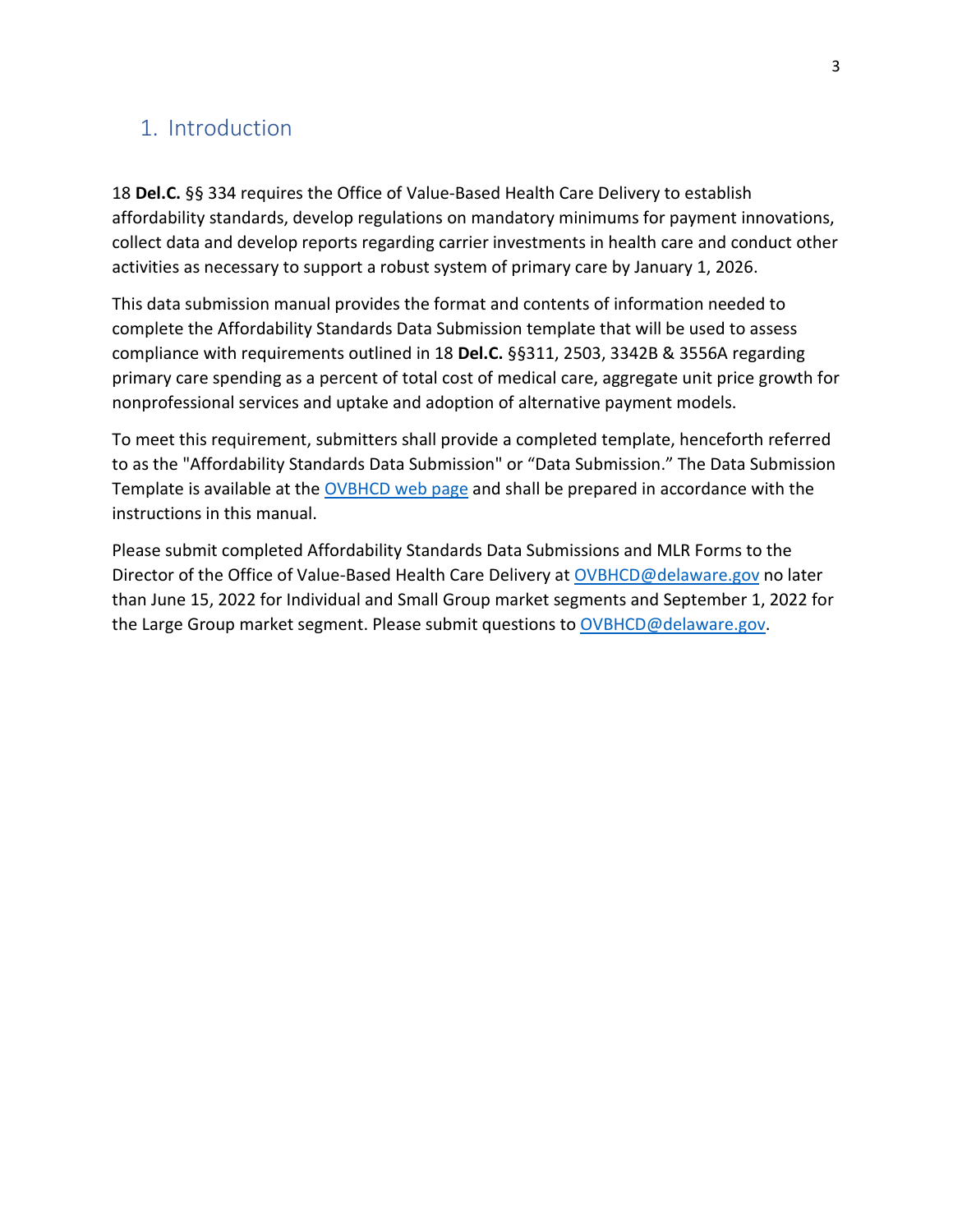# 1. Introduction

18 **Del.C.** §§ 334 requires the Office of Value-Based Health Care Delivery to establish affordability standards, develop regulations on mandatory minimums for payment innovations, collect data and develop reports regarding carrier investments in health care and conduct other activities as necessary to support a robust system of primary care by January 1, 2026.

This data submission manual provides the format and contents of information needed to complete the Affordability Standards Data Submission template that will be used to assess compliance with requirements outlined in 18 **Del.C.** §§311, 2503, 3342B & 3556A regarding primary care spending as a percent of total cost of medical care, aggregate unit price growth for nonprofessional services and uptake and adoption of alternative payment models.

To meet this requirement, submitters shall provide a completed template, henceforth referred to as the "Affordability Standards Data Submission" or "Data Submission." The Data Submission Template is available at the [OVBHCD web page] and shall be prepared in accordance with the instructions in this manual.

Please submit completed Affordability Standards Data Submissions and MLR Forms to the Director of the Office of Value-Based Health Care Delivery at OVBHCD@delaware.gov no later than June 15, 2022 for Individual and Small Group market segments and September 1, 2022 for the Large Group market segment. Please submit questions to OVBHCD@delaware.gov.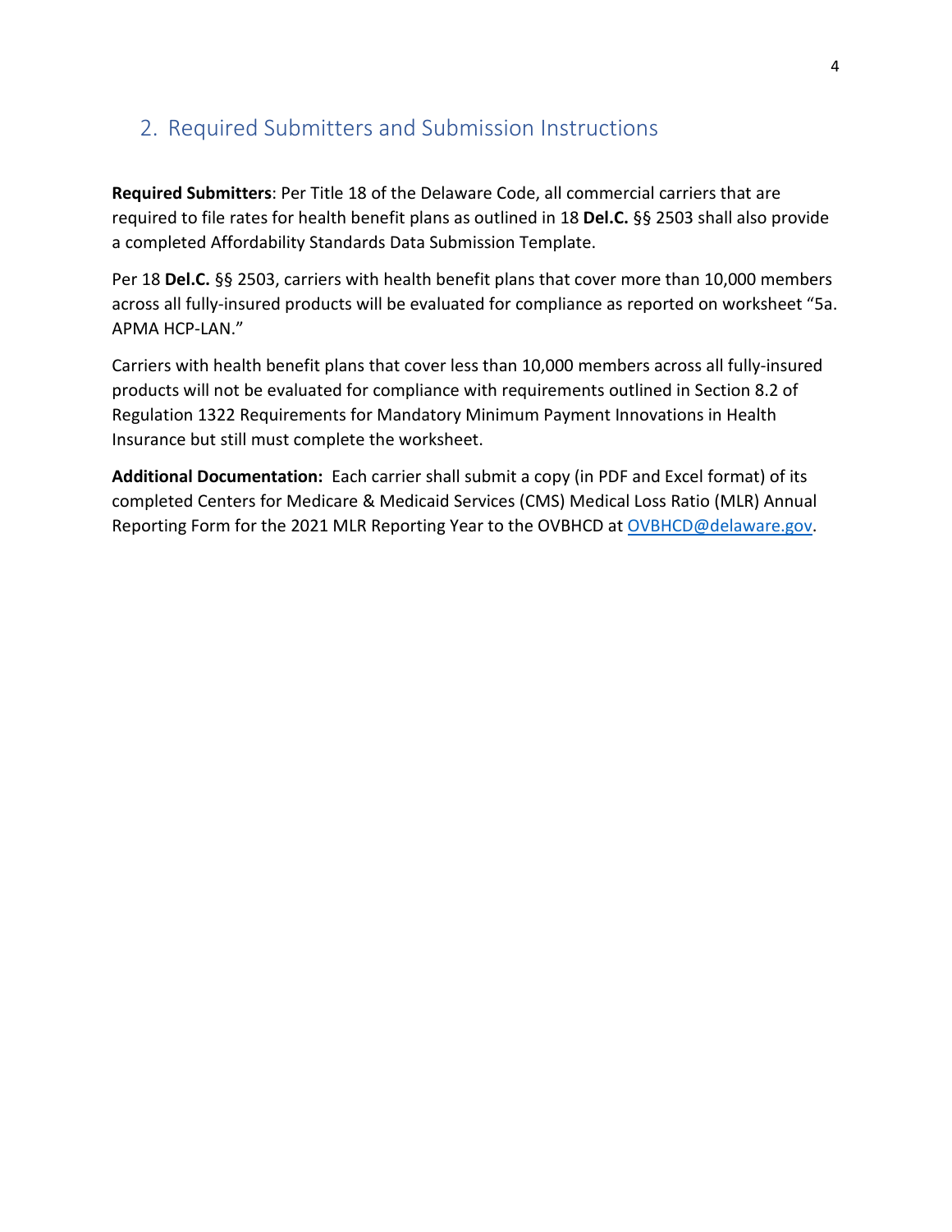## 2. Required Submitters and Submission Instructions

**Required Submitters**: Per Title 18 of the Delaware Code, all commercial carriers that are required to file rates for health benefit plans as outlined in 18 **Del.C.** §§ 2503 shall also provide a completed Affordability Standards Data Submission Template.

Per 18 **Del.C.** §§ 2503, carriers with health benefit plans that cover more than 10,000 members across all fully-insured products will be evaluated for compliance as reported on worksheet "5a. APMA HCP-LAN."

Carriers with health benefit plans that cover less than 10,000 members across all fully-insured products will not be evaluated for compliance with requirements outlined in Section 8.2 of Regulation 1322 Requirements for Mandatory Minimum Payment Innovations in Health Insurance but still must complete the worksheet.

**Additional Documentation:** Each carrier shall submit a copy (in PDF and Excel format) of its completed Centers for Medicare & Medicaid Services (CMS) Medical Loss Ratio (MLR) Annual Reporting Form for the 2021 MLR Reporting Year to the OVBHCD at [OVBHCD@delaware.gov](mailto:OVBHCD@delaware.gov).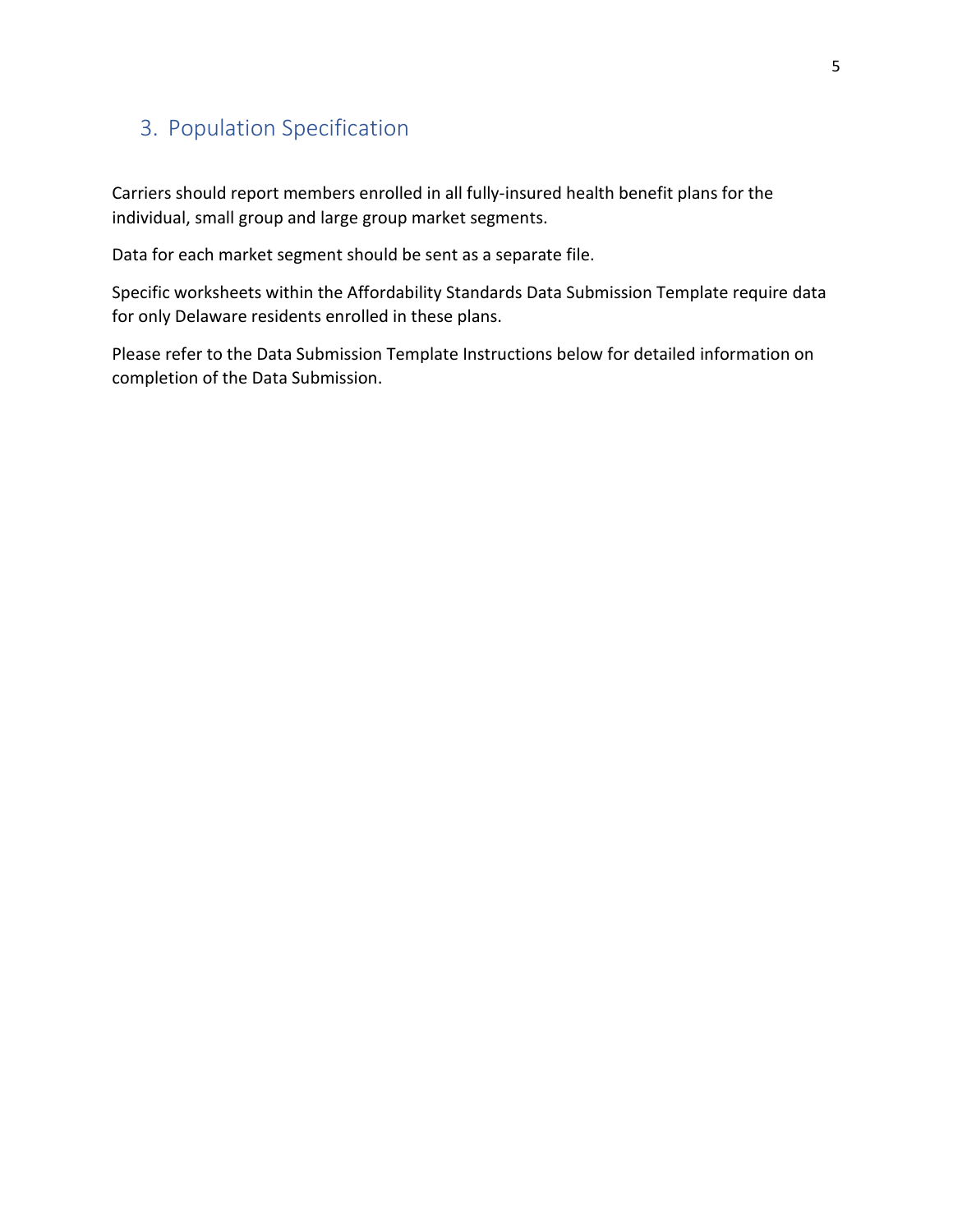## 3. Population Specification

Carriers should report members enrolled in all fully-insured health benefit plans for the individual, small group and large group market segments.

Data for each market segment should be sent as a separate file.

Specific worksheets within the Affordability Standards Data Submission Template require data for only Delaware residents enrolled in these plans.

Please refer to the Data Submission Template Instructions below for detailed information on completion of the Data Submission.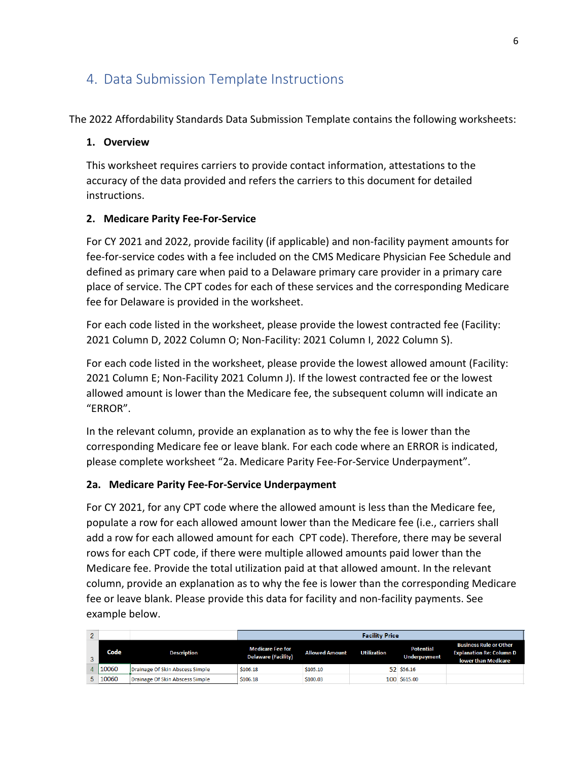## 4. Data Submission Template Instructions

The 2022 Affordability Standards Data Submission Template contains the following worksheets:

**1. Overview**

This worksheet requires carriers to provide contact information, attestations to the accuracy of the data provided and refers the carriers to this document for detailed instructions.

**2. Medicare Parity Fee-For-Service**

For CY 2021 and 2022, provide facility (if applicable) and non-facility payment amounts for fee-for-service codes with a fee included on the CMS Medicare Physician Fee Schedule and defined as primary care when paid to a Delaware primary care provider in a primary care place of service. The CPT codes for each of these services and the corresponding Medicare fee for Delaware is provided in the worksheet.

For each code listed in the worksheet, please provide the lowest contracted fee (Facility: 2021 Column D, 2022 Column O; Non-Facility: 2021 Column I, 2022 Column S).

For each code listed in the worksheet, please provide the lowest allowed amount (Facility: 2021 Column E; Non-Facility 2021 Column J). If the lowest contracted fee or the lowest allowed amount is lower than the Medicare fee, the subsequent column will indicate an "ERROR".

In the relevant column, provide an explanation as to why the fee is lower than the corresponding Medicare fee or leave blank. For each code where an ERROR is indicated, please complete worksheet "2a. Medicare Parity Fee-For-Service Underpayment".

**2a. Medicare Parity Fee-For-Service Underpayment**

For CY 2021, for any CPT code where the allowed amount is less than the Medicare fee, populate a row for each allowed amount lower than the Medicare fee (i.e., carriers shall add a row for each allowed amount for each CPT code). Therefore, there may be several rows for each CPT code, if there were multiple allowed amounts paid lower than the Medicare fee. Provide the total utilization paid at that allowed amount. In the relevant column, provide an explanation as to why the fee is lower than the corresponding Medicare fee or leave blank. Please provide this data for facility and non-facility payments. See example below.

| 2 | | | Facility Price | | | | |
|---|---|---|---|---|---|---|---|
| 3 | Code | Description | Medicare Fee for Delaware (Facility) | Allowed Amount | Utilization | Potential Underpayment | Business Rule or Other Explanation Re: Column D lower than Medicare |
| 4 | 10060 | Drainage Of Skin Abscess Simple | $106.18 | $105.10 | 52 | $56.16 | |
| 5 | 10060 | Drainage Of Skin Abscess Simple | $106.18 | $100.03 | 100 | $615.00 | |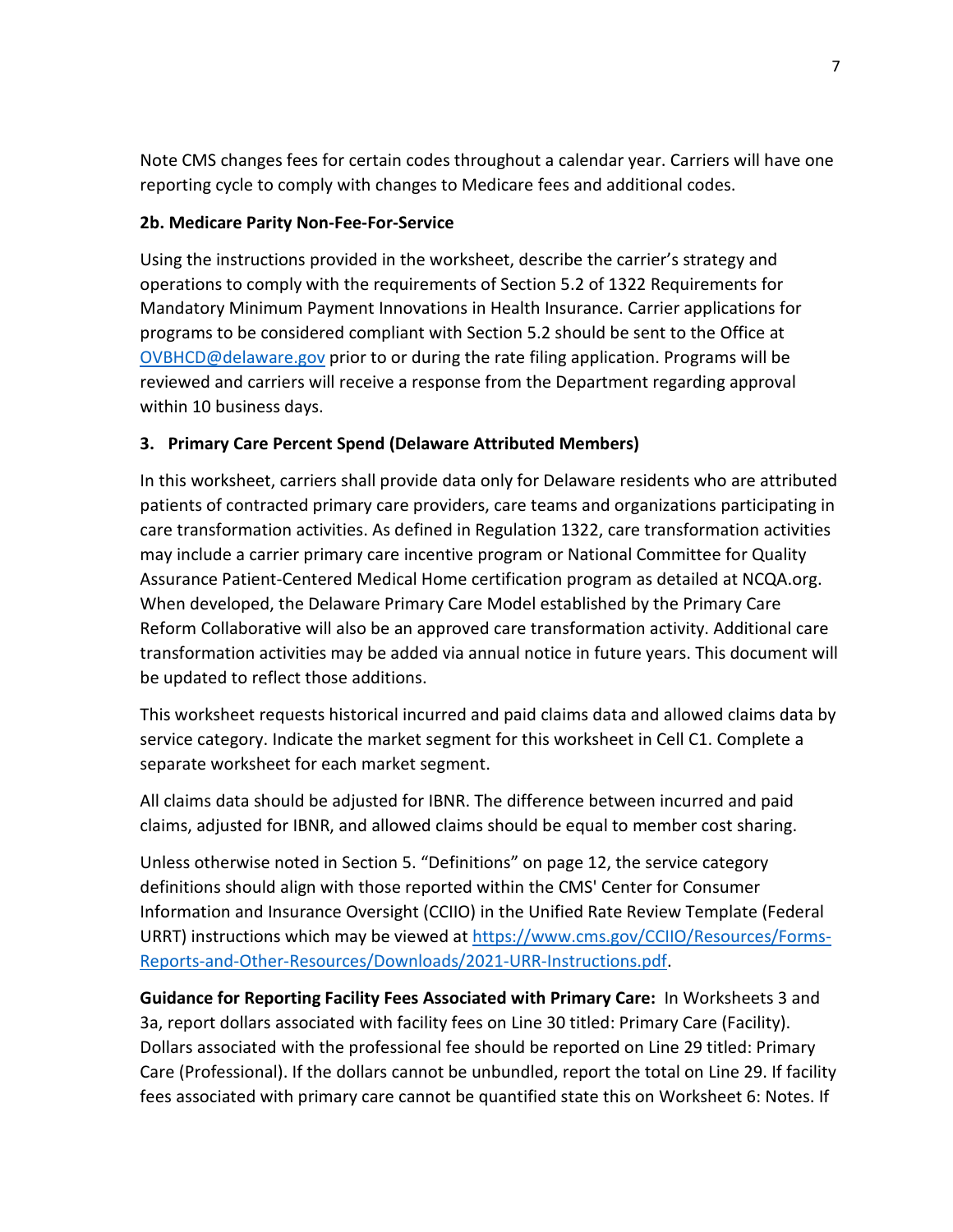Note CMS changes fees for certain codes throughout a calendar year. Carriers will have one reporting cycle to comply with changes to Medicare fees and additional codes.

**2b. Medicare Parity Non-Fee-For-Service**

Using the instructions provided in the worksheet, describe the carrier's strategy and operations to comply with the requirements of Section 5.2 of 1322 Requirements for Mandatory Minimum Payment Innovations in Health Insurance. Carrier applications for programs to be considered compliant with Section 5.2 should be sent to the Office at OVBHCD@delaware.gov prior to or during the rate filing application. Programs will be reviewed and carriers will receive a response from the Department regarding approval within 10 business days.

**3. Primary Care Percent Spend (Delaware Attributed Members)**

In this worksheet, carriers shall provide data only for Delaware residents who are attributed patients of contracted primary care providers, care teams and organizations participating in care transformation activities. As defined in Regulation 1322, care transformation activities may include a carrier primary care incentive program or National Committee for Quality Assurance Patient-Centered Medical Home certification program as detailed at NCQA.org. When developed, the Delaware Primary Care Model established by the Primary Care Reform Collaborative will also be an approved care transformation activity. Additional care transformation activities may be added via annual notice in future years. This document will be updated to reflect those additions.

This worksheet requests historical incurred and paid claims data and allowed claims data by service category. Indicate the market segment for this worksheet in Cell C1. Complete a separate worksheet for each market segment.

All claims data should be adjusted for IBNR. The difference between incurred and paid claims, adjusted for IBNR, and allowed claims should be equal to member cost sharing.

Unless otherwise noted in Section 5. "Definitions" on page 12, the service category definitions should align with those reported within the CMS' Center for Consumer Information and Insurance Oversight (CCIIO) in the Unified Rate Review Template (Federal URRT) instructions which may be viewed at https://www.cms.gov/CCIIO/Resources/Forms-Reports-and-Other-Resources/Downloads/2021-URR-Instructions.pdf.

**Guidance for Reporting Facility Fees Associated with Primary Care:** In Worksheets 3 and 3a, report dollars associated with facility fees on Line 30 titled: Primary Care (Facility). Dollars associated with the professional fee should be reported on Line 29 titled: Primary Care (Professional). If the dollars cannot be unbundled, report the total on Line 29. If facility fees associated with primary care cannot be quantified state this on Worksheet 6: Notes. If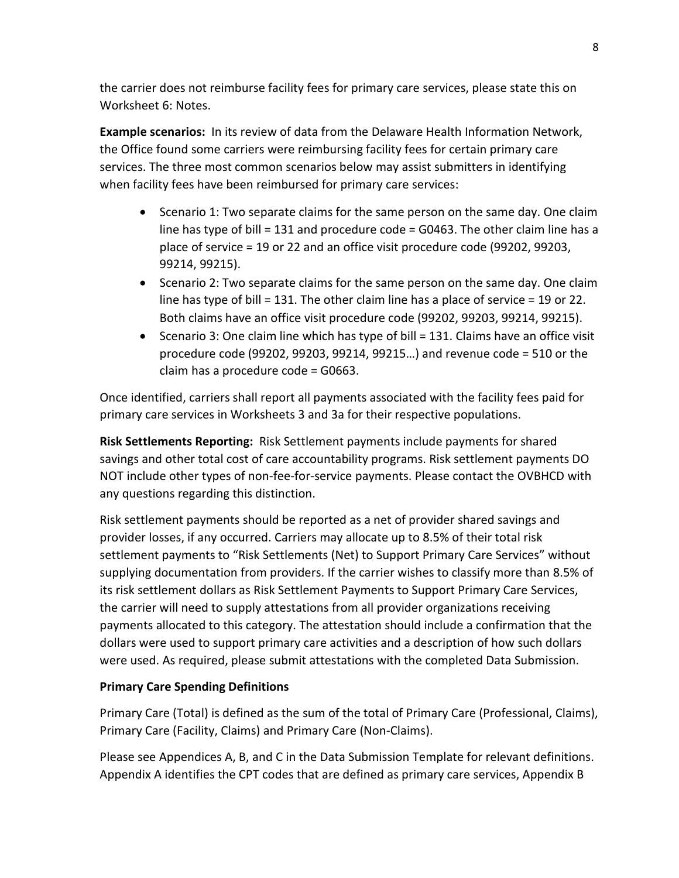the carrier does not reimburse facility fees for primary care services, please state this on Worksheet 6: Notes.

**Example scenarios:** In its review of data from the Delaware Health Information Network, the Office found some carriers were reimbursing facility fees for certain primary care services. The three most common scenarios below may assist submitters in identifying when facility fees have been reimbursed for primary care services:

- Scenario 1: Two separate claims for the same person on the same day. One claim line has type of bill = 131 and procedure code = G0463. The other claim line has a place of service = 19 or 22 and an office visit procedure code (99202, 99203, 99214, 99215).
- Scenario 2: Two separate claims for the same person on the same day. One claim line has type of bill = 131. The other claim line has a place of service = 19 or 22. Both claims have an office visit procedure code (99202, 99203, 99214, 99215).
- Scenario 3: One claim line which has type of bill = 131. Claims have an office visit procedure code (99202, 99203, 99214, 99215…) and revenue code = 510 or the claim has a procedure code = G0663.

Once identified, carriers shall report all payments associated with the facility fees paid for primary care services in Worksheets 3 and 3a for their respective populations.

**Risk Settlements Reporting:** Risk Settlement payments include payments for shared savings and other total cost of care accountability programs. Risk settlement payments DO NOT include other types of non-fee-for-service payments. Please contact the OVBHCD with any questions regarding this distinction.

Risk settlement payments should be reported as a net of provider shared savings and provider losses, if any occurred. Carriers may allocate up to 8.5% of their total risk settlement payments to "Risk Settlements (Net) to Support Primary Care Services" without supplying documentation from providers. If the carrier wishes to classify more than 8.5% of its risk settlement dollars as Risk Settlement Payments to Support Primary Care Services, the carrier will need to supply attestations from all provider organizations receiving payments allocated to this category. The attestation should include a confirmation that the dollars were used to support primary care activities and a description of how such dollars were used. As required, please submit attestations with the completed Data Submission.

**Primary Care Spending Definitions**

Primary Care (Total) is defined as the sum of the total of Primary Care (Professional, Claims), Primary Care (Facility, Claims) and Primary Care (Non-Claims).

Please see Appendices A, B, and C in the Data Submission Template for relevant definitions. Appendix A identifies the CPT codes that are defined as primary care services, Appendix B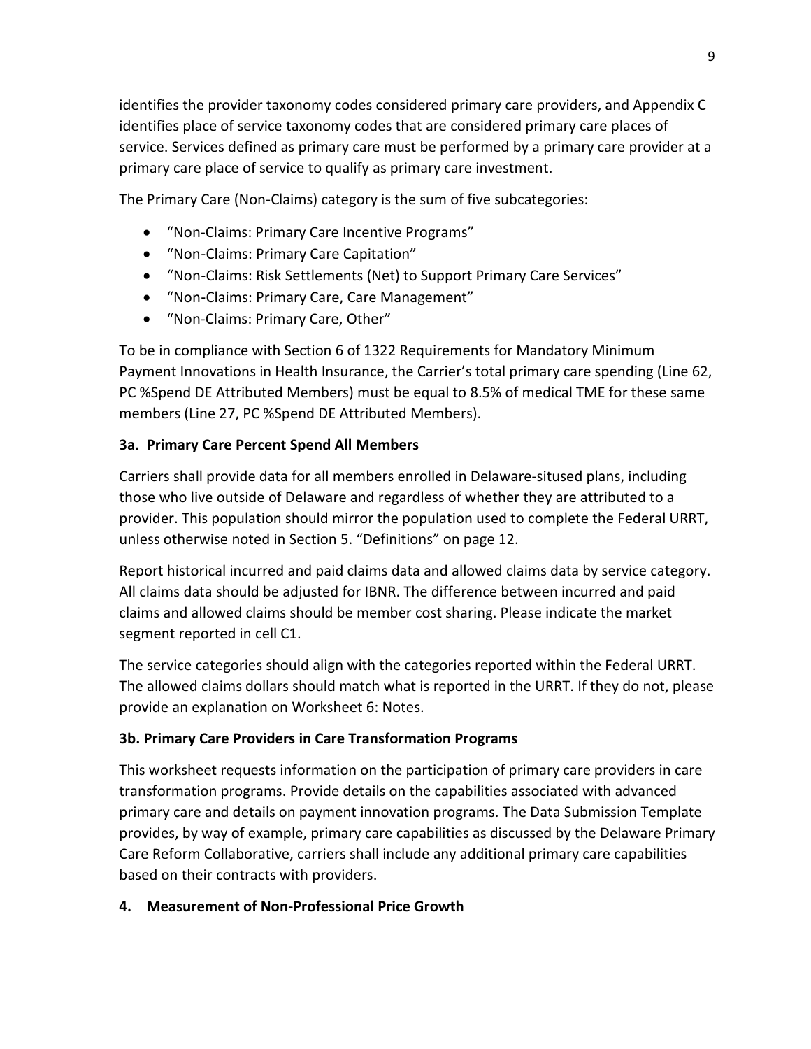identifies the provider taxonomy codes considered primary care providers, and Appendix C identifies place of service taxonomy codes that are considered primary care places of service. Services defined as primary care must be performed by a primary care provider at a primary care place of service to qualify as primary care investment.

The Primary Care (Non-Claims) category is the sum of five subcategories:

- "Non-Claims: Primary Care Incentive Programs"
- "Non-Claims: Primary Care Capitation"
- "Non-Claims: Risk Settlements (Net) to Support Primary Care Services"
- "Non-Claims: Primary Care, Care Management"
- "Non-Claims: Primary Care, Other"

To be in compliance with Section 6 of 1322 Requirements for Mandatory Minimum Payment Innovations in Health Insurance, the Carrier's total primary care spending (Line 62, PC %Spend DE Attributed Members) must be equal to 8.5% of medical TME for these same members (Line 27, PC %Spend DE Attributed Members).

### 3a. Primary Care Percent Spend All Members

Carriers shall provide data for all members enrolled in Delaware-sitused plans, including those who live outside of Delaware and regardless of whether they are attributed to a provider. This population should mirror the population used to complete the Federal URRT, unless otherwise noted in Section 5. "Definitions" on page 12.

Report historical incurred and paid claims data and allowed claims data by service category. All claims data should be adjusted for IBNR. The difference between incurred and paid claims and allowed claims should be member cost sharing. Please indicate the market segment reported in cell C1.

The service categories should align with the categories reported within the Federal URRT. The allowed claims dollars should match what is reported in the URRT. If they do not, please provide an explanation on Worksheet 6: Notes.

### 3b. Primary Care Providers in Care Transformation Programs

This worksheet requests information on the participation of primary care providers in care transformation programs. Provide details on the capabilities associated with advanced primary care and details on payment innovation programs. The Data Submission Template provides, by way of example, primary care capabilities as discussed by the Delaware Primary Care Reform Collaborative, carriers shall include any additional primary care capabilities based on their contracts with providers.

## 4. Measurement of Non-Professional Price Growth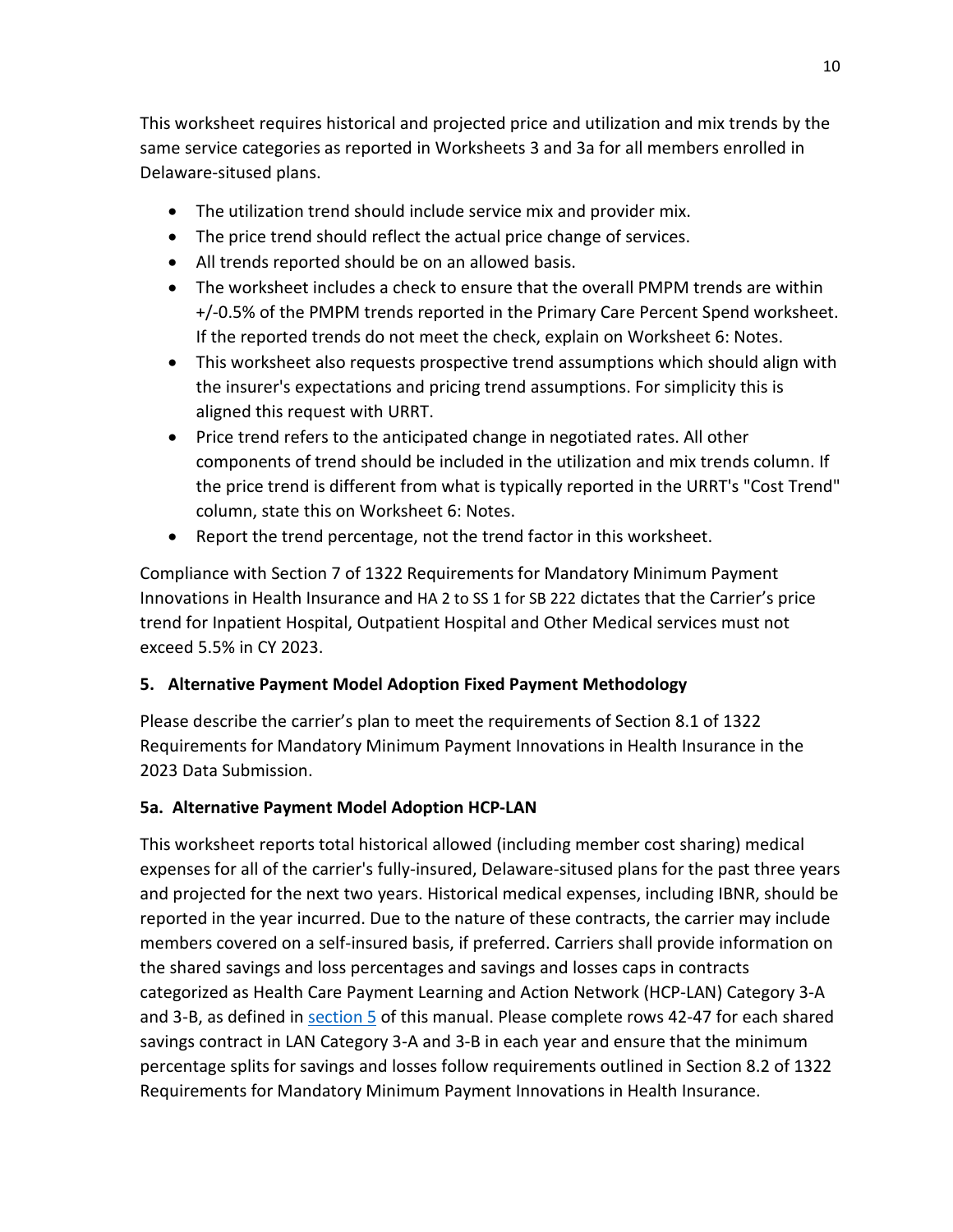This worksheet requires historical and projected price and utilization and mix trends by the same service categories as reported in Worksheets 3 and 3a for all members enrolled in Delaware-sitused plans.

- The utilization trend should include service mix and provider mix.
- The price trend should reflect the actual price change of services.
- All trends reported should be on an allowed basis.
- The worksheet includes a check to ensure that the overall PMPM trends are within +/-0.5% of the PMPM trends reported in the Primary Care Percent Spend worksheet. If the reported trends do not meet the check, explain on Worksheet 6: Notes.
- This worksheet also requests prospective trend assumptions which should align with the insurer's expectations and pricing trend assumptions. For simplicity this is aligned this request with URRT.
- Price trend refers to the anticipated change in negotiated rates. All other components of trend should be included in the utilization and mix trends column. If the price trend is different from what is typically reported in the URRT's "Cost Trend" column, state this on Worksheet 6: Notes.
- Report the trend percentage, not the trend factor in this worksheet.

Compliance with Section 7 of 1322 Requirements for Mandatory Minimum Payment Innovations in Health Insurance and HA 2 to SS 1 for SB 222 dictates that the Carrier's price trend for Inpatient Hospital, Outpatient Hospital and Other Medical services must not exceed 5.5% in CY 2023.

### 5. Alternative Payment Model Adoption Fixed Payment Methodology

Please describe the carrier's plan to meet the requirements of Section 8.1 of 1322 Requirements for Mandatory Minimum Payment Innovations in Health Insurance in the 2023 Data Submission.

### 5a. Alternative Payment Model Adoption HCP-LAN

This worksheet reports total historical allowed (including member cost sharing) medical expenses for all of the carrier's fully-insured, Delaware-sitused plans for the past three years and projected for the next two years. Historical medical expenses, including IBNR, should be reported in the year incurred. Due to the nature of these contracts, the carrier may include members covered on a self-insured basis, if preferred. Carriers shall provide information on the shared savings and loss percentages and savings and losses caps in contracts categorized as Health Care Payment Learning and Action Network (HCP-LAN) Category 3-A and 3-B, as defined in section 5 of this manual. Please complete rows 42-47 for each shared savings contract in LAN Category 3-A and 3-B in each year and ensure that the minimum percentage splits for savings and losses follow requirements outlined in Section 8.2 of 1322 Requirements for Mandatory Minimum Payment Innovations in Health Insurance.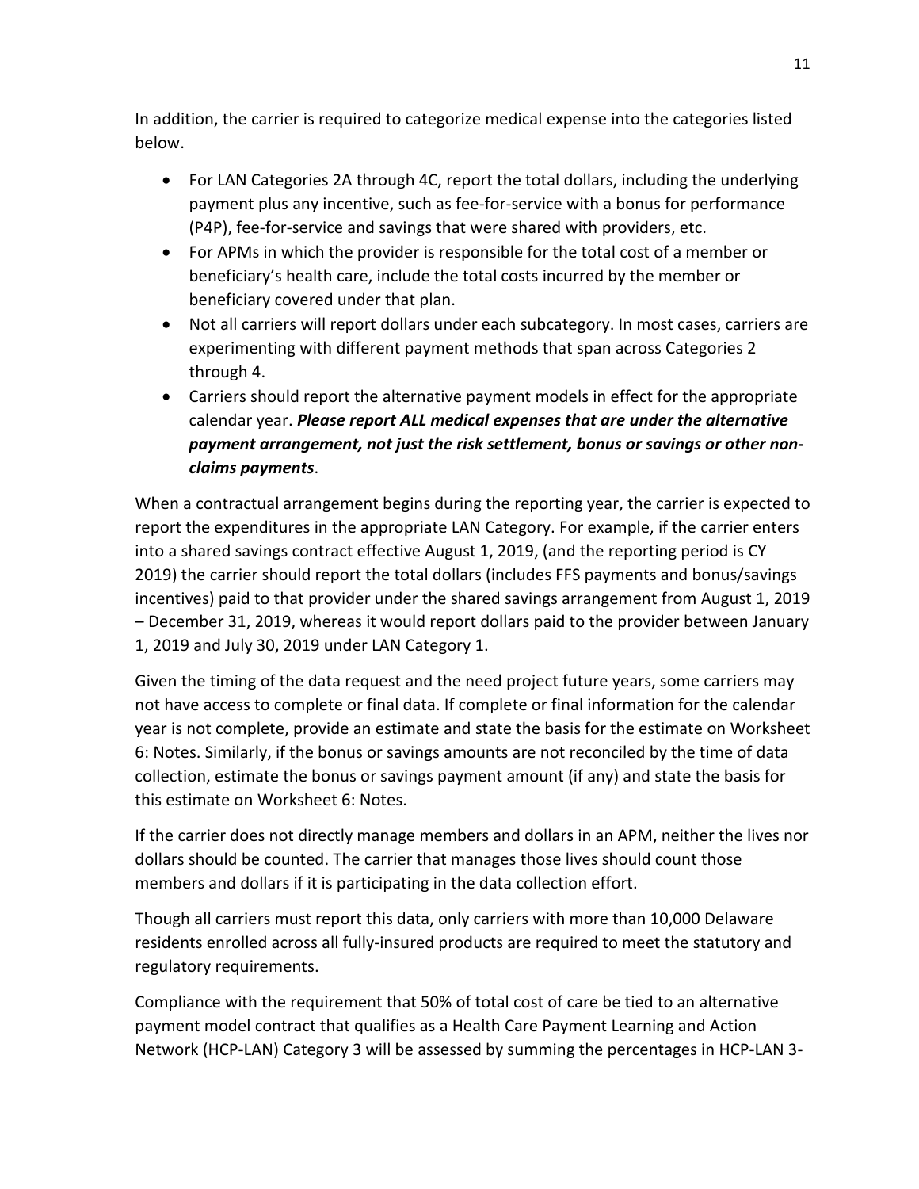In addition, the carrier is required to categorize medical expense into the categories listed below.

- For LAN Categories 2A through 4C, report the total dollars, including the underlying payment plus any incentive, such as fee-for-service with a bonus for performance (P4P), fee-for-service and savings that were shared with providers, etc.
- For APMs in which the provider is responsible for the total cost of a member or beneficiary's health care, include the total costs incurred by the member or beneficiary covered under that plan.
- Not all carriers will report dollars under each subcategory. In most cases, carriers are experimenting with different payment methods that span across Categories 2 through 4.
- Carriers should report the alternative payment models in effect for the appropriate calendar year. ***Please report ALL medical expenses that are under the alternative payment arrangement, not just the risk settlement, bonus or savings or other non-claims payments***.

When a contractual arrangement begins during the reporting year, the carrier is expected to report the expenditures in the appropriate LAN Category. For example, if the carrier enters into a shared savings contract effective August 1, 2019, (and the reporting period is CY 2019) the carrier should report the total dollars (includes FFS payments and bonus/savings incentives) paid to that provider under the shared savings arrangement from August 1, 2019 – December 31, 2019, whereas it would report dollars paid to the provider between January 1, 2019 and July 30, 2019 under LAN Category 1.

Given the timing of the data request and the need project future years, some carriers may not have access to complete or final data. If complete or final information for the calendar year is not complete, provide an estimate and state the basis for the estimate on Worksheet 6: Notes. Similarly, if the bonus or savings amounts are not reconciled by the time of data collection, estimate the bonus or savings payment amount (if any) and state the basis for this estimate on Worksheet 6: Notes.

If the carrier does not directly manage members and dollars in an APM, neither the lives nor dollars should be counted. The carrier that manages those lives should count those members and dollars if it is participating in the data collection effort.

Though all carriers must report this data, only carriers with more than 10,000 Delaware residents enrolled across all fully-insured products are required to meet the statutory and regulatory requirements.

Compliance with the requirement that 50% of total cost of care be tied to an alternative payment model contract that qualifies as a Health Care Payment Learning and Action Network (HCP-LAN) Category 3 will be assessed by summing the percentages in HCP-LAN 3-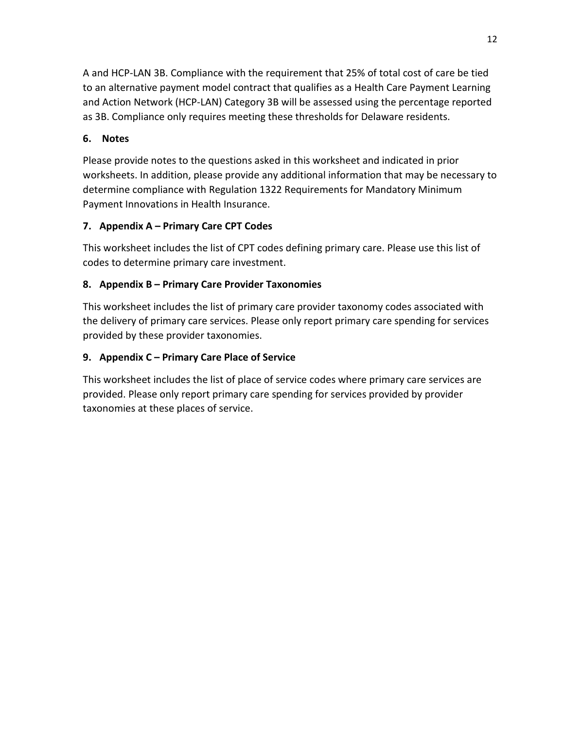A and HCP-LAN 3B. Compliance with the requirement that 25% of total cost of care be tied to an alternative payment model contract that qualifies as a Health Care Payment Learning and Action Network (HCP-LAN) Category 3B will be assessed using the percentage reported as 3B. Compliance only requires meeting these thresholds for Delaware residents.

**6. Notes**

Please provide notes to the questions asked in this worksheet and indicated in prior worksheets. In addition, please provide any additional information that may be necessary to determine compliance with Regulation 1322 Requirements for Mandatory Minimum Payment Innovations in Health Insurance.

**7. Appendix A – Primary Care CPT Codes**

This worksheet includes the list of CPT codes defining primary care. Please use this list of codes to determine primary care investment.

**8. Appendix B – Primary Care Provider Taxonomies**

This worksheet includes the list of primary care provider taxonomy codes associated with the delivery of primary care services. Please only report primary care spending for services provided by these provider taxonomies.

**9. Appendix C – Primary Care Place of Service**

This worksheet includes the list of place of service codes where primary care services are provided. Please only report primary care spending for services provided by provider taxonomies at these places of service.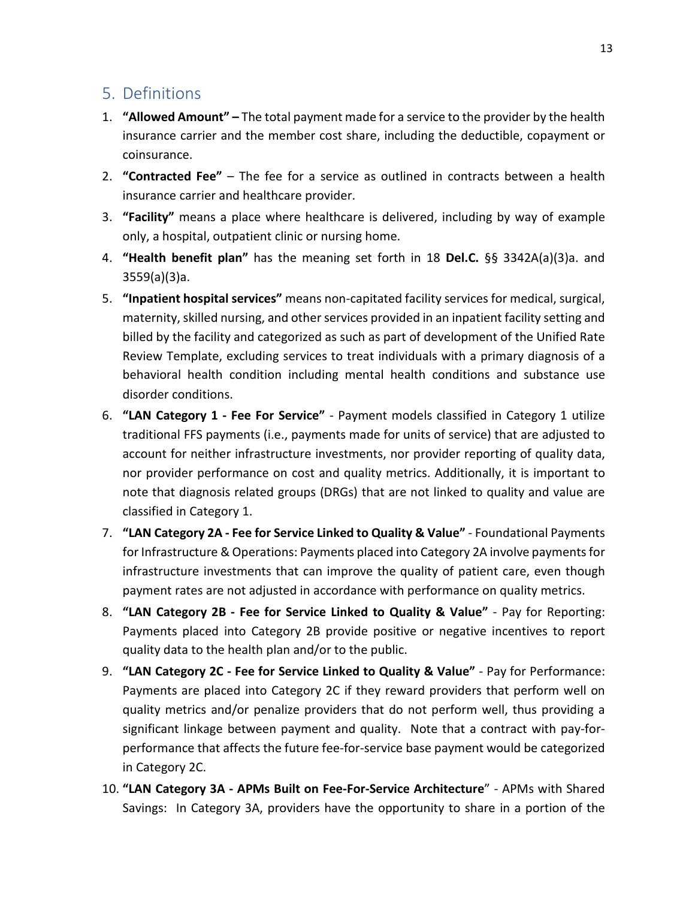## 5. Definitions

1. **"Allowed Amount" –** The total payment made for a service to the provider by the health insurance carrier and the member cost share, including the deductible, copayment or coinsurance.
2. **"Contracted Fee"** – The fee for a service as outlined in contracts between a health insurance carrier and healthcare provider.
3. **"Facility"** means a place where healthcare is delivered, including by way of example only, a hospital, outpatient clinic or nursing home.
4. **"Health benefit plan"** has the meaning set forth in 18 **Del.C.** §§ 3342A(a)(3)a. and 3559(a)(3)a.
5. **"Inpatient hospital services"** means non-capitated facility services for medical, surgical, maternity, skilled nursing, and other services provided in an inpatient facility setting and billed by the facility and categorized as such as part of development of the Unified Rate Review Template, excluding services to treat individuals with a primary diagnosis of a behavioral health condition including mental health conditions and substance use disorder conditions.
6. **"LAN Category 1 - Fee For Service"** - Payment models classified in Category 1 utilize traditional FFS payments (i.e., payments made for units of service) that are adjusted to account for neither infrastructure investments, nor provider reporting of quality data, nor provider performance on cost and quality metrics. Additionally, it is important to note that diagnosis related groups (DRGs) that are not linked to quality and value are classified in Category 1.
7. **"LAN Category 2A - Fee for Service Linked to Quality & Value"** - Foundational Payments for Infrastructure & Operations: Payments placed into Category 2A involve payments for infrastructure investments that can improve the quality of patient care, even though payment rates are not adjusted in accordance with performance on quality metrics.
8. **"LAN Category 2B - Fee for Service Linked to Quality & Value"** - Pay for Reporting: Payments placed into Category 2B provide positive or negative incentives to report quality data to the health plan and/or to the public.
9. **"LAN Category 2C - Fee for Service Linked to Quality & Value"** - Pay for Performance: Payments are placed into Category 2C if they reward providers that perform well on quality metrics and/or penalize providers that do not perform well, thus providing a significant linkage between payment and quality. Note that a contract with pay-for-performance that affects the future fee-for-service base payment would be categorized in Category 2C.
10. **"LAN Category 3A - APMs Built on Fee-For-Service Architecture**" - APMs with Shared Savings: In Category 3A, providers have the opportunity to share in a portion of the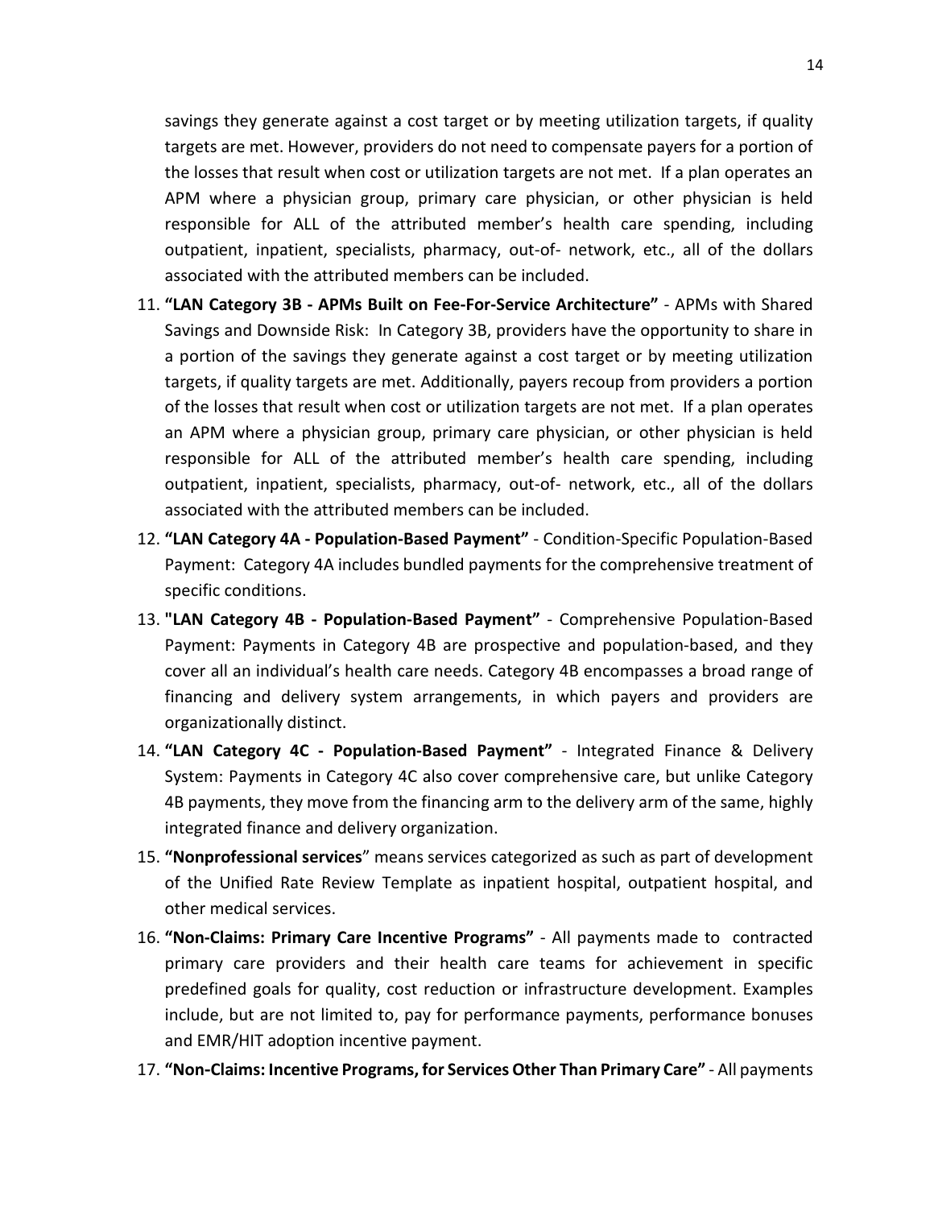savings they generate against a cost target or by meeting utilization targets, if quality targets are met. However, providers do not need to compensate payers for a portion of the losses that result when cost or utilization targets are not met. If a plan operates an APM where a physician group, primary care physician, or other physician is held responsible for ALL of the attributed member's health care spending, including outpatient, inpatient, specialists, pharmacy, out-of- network, etc., all of the dollars associated with the attributed members can be included.

11. **"LAN Category 3B - APMs Built on Fee-For-Service Architecture"** - APMs with Shared Savings and Downside Risk: In Category 3B, providers have the opportunity to share in a portion of the savings they generate against a cost target or by meeting utilization targets, if quality targets are met. Additionally, payers recoup from providers a portion of the losses that result when cost or utilization targets are not met. If a plan operates an APM where a physician group, primary care physician, or other physician is held responsible for ALL of the attributed member's health care spending, including outpatient, inpatient, specialists, pharmacy, out-of- network, etc., all of the dollars associated with the attributed members can be included.
12. **"LAN Category 4A - Population-Based Payment"** - Condition-Specific Population-Based Payment: Category 4A includes bundled payments for the comprehensive treatment of specific conditions.
13. **"LAN Category 4B - Population-Based Payment"** - Comprehensive Population-Based Payment: Payments in Category 4B are prospective and population-based, and they cover all an individual's health care needs. Category 4B encompasses a broad range of financing and delivery system arrangements, in which payers and providers are organizationally distinct.
14. **"LAN Category 4C - Population-Based Payment"** - Integrated Finance & Delivery System: Payments in Category 4C also cover comprehensive care, but unlike Category 4B payments, they move from the financing arm to the delivery arm of the same, highly integrated finance and delivery organization.
15. **"Nonprofessional services"** means services categorized as such as part of development of the Unified Rate Review Template as inpatient hospital, outpatient hospital, and other medical services.
16. **"Non-Claims: Primary Care Incentive Programs"** - All payments made to contracted primary care providers and their health care teams for achievement in specific predefined goals for quality, cost reduction or infrastructure development. Examples include, but are not limited to, pay for performance payments, performance bonuses and EMR/HIT adoption incentive payment.
17. **"Non-Claims: Incentive Programs, for Services Other Than Primary Care"** - All payments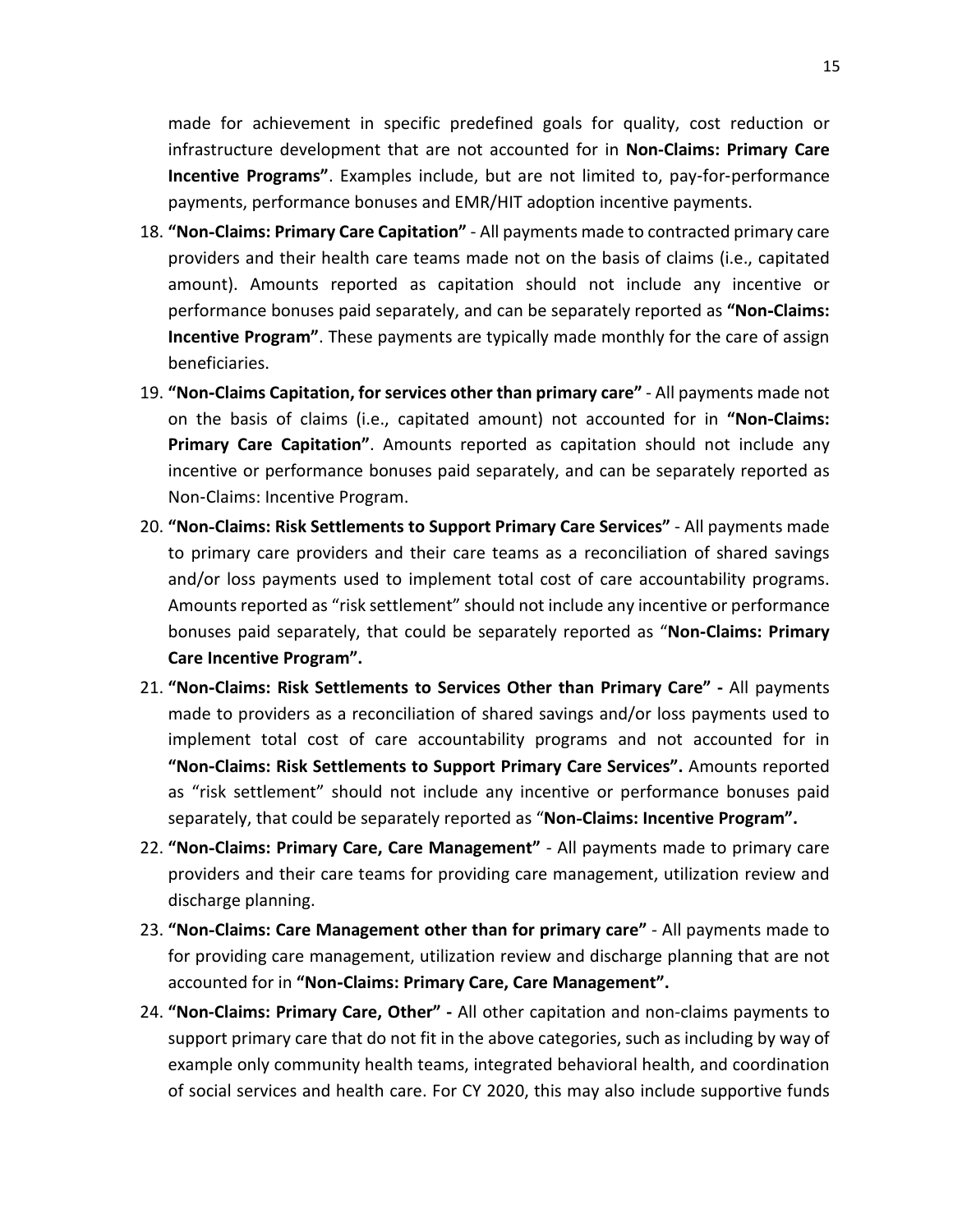made for achievement in specific predefined goals for quality, cost reduction or infrastructure development that are not accounted for in **Non-Claims: Primary Care Incentive Programs"**. Examples include, but are not limited to, pay-for-performance payments, performance bonuses and EMR/HIT adoption incentive payments.

18. **"Non-Claims: Primary Care Capitation"** - All payments made to contracted primary care providers and their health care teams made not on the basis of claims (i.e., capitated amount). Amounts reported as capitation should not include any incentive or performance bonuses paid separately, and can be separately reported as **"Non-Claims: Incentive Program"**. These payments are typically made monthly for the care of assign beneficiaries.
19. **"Non-Claims Capitation, for services other than primary care"** - All payments made not on the basis of claims (i.e., capitated amount) not accounted for in **"Non-Claims: Primary Care Capitation"**. Amounts reported as capitation should not include any incentive or performance bonuses paid separately, and can be separately reported as Non-Claims: Incentive Program.
20. **"Non-Claims: Risk Settlements to Support Primary Care Services"** - All payments made to primary care providers and their care teams as a reconciliation of shared savings and/or loss payments used to implement total cost of care accountability programs. Amounts reported as "risk settlement" should not include any incentive or performance bonuses paid separately, that could be separately reported as "**Non-Claims: Primary Care Incentive Program".**
21. **"Non-Claims: Risk Settlements to Services Other than Primary Care" -** All payments made to providers as a reconciliation of shared savings and/or loss payments used to implement total cost of care accountability programs and not accounted for in **"Non-Claims: Risk Settlements to Support Primary Care Services".** Amounts reported as "risk settlement" should not include any incentive or performance bonuses paid separately, that could be separately reported as "**Non-Claims: Incentive Program".**
22. **"Non-Claims: Primary Care, Care Management"** - All payments made to primary care providers and their care teams for providing care management, utilization review and discharge planning.
23. **"Non-Claims: Care Management other than for primary care"** - All payments made to for providing care management, utilization review and discharge planning that are not accounted for in **"Non-Claims: Primary Care, Care Management".**
24. **"Non-Claims: Primary Care, Other" -** All other capitation and non-claims payments to support primary care that do not fit in the above categories, such as including by way of example only community health teams, integrated behavioral health, and coordination of social services and health care. For CY 2020, this may also include supportive funds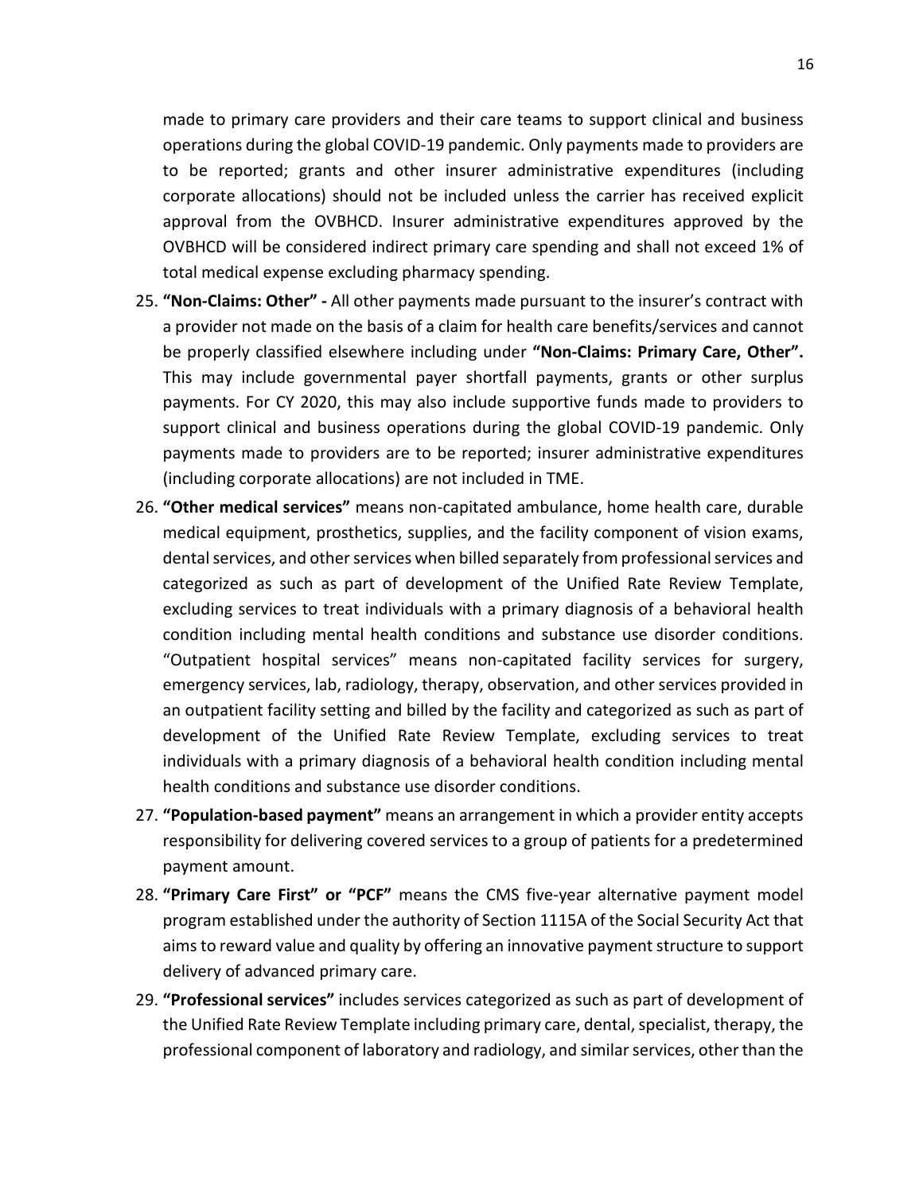made to primary care providers and their care teams to support clinical and business operations during the global COVID-19 pandemic. Only payments made to providers are to be reported; grants and other insurer administrative expenditures (including corporate allocations) should not be included unless the carrier has received explicit approval from the OVBHCD. Insurer administrative expenditures approved by the OVBHCD will be considered indirect primary care spending and shall not exceed 1% of total medical expense excluding pharmacy spending.

25. **"Non-Claims: Other" -** All other payments made pursuant to the insurer's contract with a provider not made on the basis of a claim for health care benefits/services and cannot be properly classified elsewhere including under **"Non-Claims: Primary Care, Other".** This may include governmental payer shortfall payments, grants or other surplus payments. For CY 2020, this may also include supportive funds made to providers to support clinical and business operations during the global COVID-19 pandemic. Only payments made to providers are to be reported; insurer administrative expenditures (including corporate allocations) are not included in TME.
26. **"Other medical services"** means non-capitated ambulance, home health care, durable medical equipment, prosthetics, supplies, and the facility component of vision exams, dental services, and other services when billed separately from professional services and categorized as such as part of development of the Unified Rate Review Template, excluding services to treat individuals with a primary diagnosis of a behavioral health condition including mental health conditions and substance use disorder conditions. "Outpatient hospital services" means non-capitated facility services for surgery, emergency services, lab, radiology, therapy, observation, and other services provided in an outpatient facility setting and billed by the facility and categorized as such as part of development of the Unified Rate Review Template, excluding services to treat individuals with a primary diagnosis of a behavioral health condition including mental health conditions and substance use disorder conditions.
27. **"Population-based payment"** means an arrangement in which a provider entity accepts responsibility for delivering covered services to a group of patients for a predetermined payment amount.
28. **"Primary Care First" or "PCF"** means the CMS five-year alternative payment model program established under the authority of Section 1115A of the Social Security Act that aims to reward value and quality by offering an innovative payment structure to support delivery of advanced primary care.
29. **"Professional services"** includes services categorized as such as part of development of the Unified Rate Review Template including primary care, dental, specialist, therapy, the professional component of laboratory and radiology, and similar services, other than the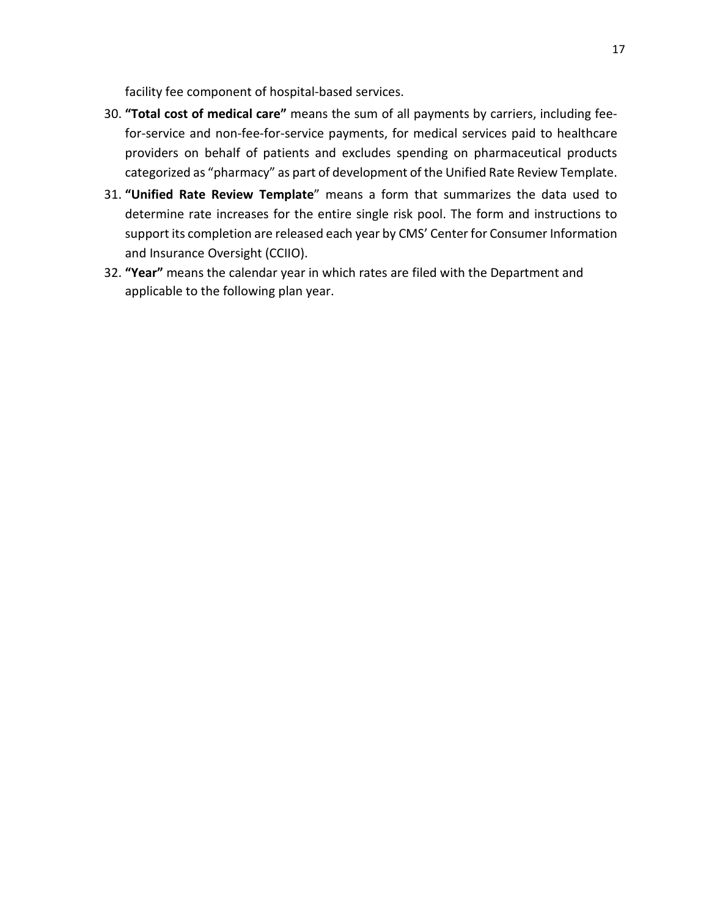facility fee component of hospital-based services.

30. **"Total cost of medical care"** means the sum of all payments by carriers, including fee-for-service and non-fee-for-service payments, for medical services paid to healthcare providers on behalf of patients and excludes spending on pharmaceutical products categorized as "pharmacy" as part of development of the Unified Rate Review Template.
31. **"Unified Rate Review Template**" means a form that summarizes the data used to determine rate increases for the entire single risk pool. The form and instructions to support its completion are released each year by CMS' Center for Consumer Information and Insurance Oversight (CCIIO).
32. **"Year"** means the calendar year in which rates are filed with the Department and applicable to the following plan year.